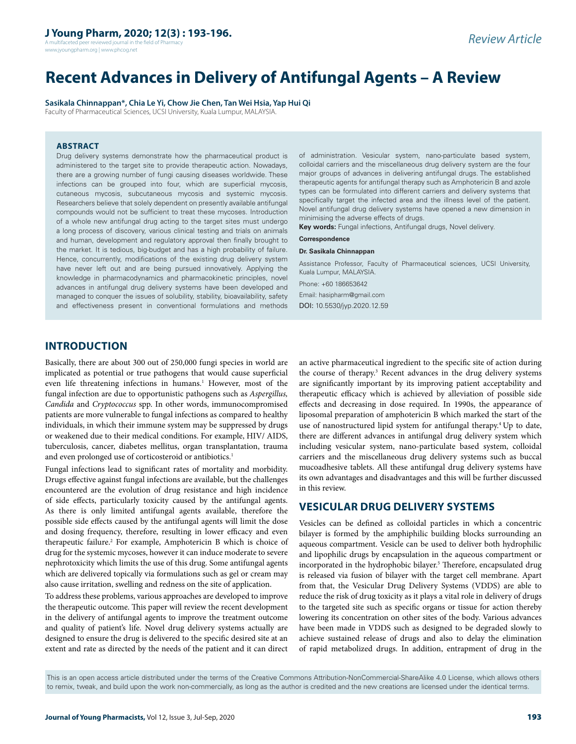Review Article

# Recent Advances in Delivery of Antifungal Agents – A Review

**Sasikala Chinnappan\*, Chia Le Yi, Chow Jie Chen, Tan Wei Hsia, Yap Hui Qi**

Faculty of Pharmaceutical Sciences, UCSI University, Kuala Lumpur, MALAYSIA.

## ABSTRACT

Drug delivery systems demonstrate how the pharmaceutical product is administered to the target site to provide therapeutic action. Nowadays, there are a growing number of fungi causing diseases worldwide. These infections can be grouped into four, which are superficial mycosis, cutaneous mycosis, subcutaneous mycosis and systemic mycosis. Researchers believe that solely dependent on presently available antifungal compounds would not be sufficient to treat these mycoses. Introduction of a whole new antifungal drug acting to the target sites must undergo a long process of discovery, various clinical testing and trials on animals and human, development and regulatory approval then finally brought to the market. It is tedious, big-budget and has a high probability of failure. Hence, concurrently, modifications of the existing drug delivery system have never left out and are being pursued innovatively. Applying the knowledge in pharmacodynamics and pharmacokinetic principles, novel advances in antifungal drug delivery systems have been developed and managed to conquer the issues of solubility, stability, bioavailability, safety and effectiveness present in conventional formulations and methods of administration. Vesicular system, nano-particulate based system, colloidal carriers and the miscellaneous drug delivery system are the four major groups of advances in delivering antifungal drugs. The established therapeutic agents for antifungal therapy such as Amphotericin B and azole types can be formulated into different carriers and delivery systems that specifically target the infected area and the illness level of the patient. Novel antifungal drug delivery systems have opened a new dimension in minimising the adverse effects of drugs.

**Key words:** Fungal infections, Antifungal drugs, Novel delivery.

**Correspondence**

**Dr. Sasikala Chinnappan**

Assistance Professor, Faculty of Pharmaceutical sciences, UCSI University, Kuala Lumpur, MALAYSIA.

Phone: +60 186653642

Email: hasipharm@gmail.com

DOI: 10.5530/jyp.2020.12.59

## INTRODUCTION

Basically, there are about 300 out of 250,000 fungi species in world are implicated as potential or true pathogens that would cause superficial even life threatening infections in humans.[1] However, most of the fungal infection are due to opportunistic pathogens such as *Aspergillus, Candida* and *Cryptococcus* spp. In other words, immunocompromised patients are more vulnerable to fungal infections as compared to healthy individuals, in which their immune system may be suppressed by drugs or weakened due to their medical conditions. For example, HIV/ AIDS, tuberculosis, cancer, diabetes mellitus, organ transplantation, trauma and even prolonged use of corticosteroid or antibiotics.[1]

Fungal infections lead to significant rates of mortality and morbidity. Drugs effective against fungal infections are available, but the challenges encountered are the evolution of drug resistance and high incidence of side effects, particularly toxicity caused by the antifungal agents. As there is only limited antifungal agents available, therefore the possible side effects caused by the antifungal agents will limit the dose and dosing frequency, therefore, resulting in lower efficacy and even therapeutic failure.[2] For example, Amphotericin B which is choice of drug for the systemic mycoses, however it can induce moderate to severe nephrotoxicity which limits the use of this drug. Some antifungal agents which are delivered topically via formulations such as gel or cream may also cause irritation, swelling and redness on the site of application.

To address these problems, various approaches are developed to improve the therapeutic outcome. This paper will review the recent development in the delivery of antifungal agents to improve the treatment outcome and quality of patient's life. Novel drug delivery systems actually are designed to ensure the drug is delivered to the specific desired site at an extent and rate as directed by the needs of the patient and it can direct an active pharmaceutical ingredient to the specific site of action during the course of therapy.[3] Recent advances in the drug delivery systems are significantly important by its improving patient acceptability and therapeutic efficacy which is achieved by alleviation of possible side effects and decreasing in dose required. In 1990s, the appearance of liposomal preparation of amphotericin B which marked the start of the use of nanostructured lipid system for antifungal therapy.[4] Up to date, there are different advances in antifungal drug delivery system which including vesicular system, nano-particulate based system, colloidal carriers and the miscellaneous drug delivery systems such as buccal mucoadhesive tablets. All these antifungal drug delivery systems have its own advantages and disadvantages and this will be further discussed in this review.

## VESICULAR DRUG DELIVERY SYSTEMS

Vesicles can be defined as colloidal particles in which a concentric bilayer is formed by the amphiphilic building blocks surrounding an aqueous compartment. Vesicle can be used to deliver both hydrophilic and lipophilic drugs by encapsulation in the aqueous compartment or incorporated in the hydrophobic bilayer.[5] Therefore, encapsulated drug is released via fusion of bilayer with the target cell membrane. Apart from that, the Vesicular Drug Delivery Systems (VDDS) are able to reduce the risk of drug toxicity as it plays a vital role in delivery of drugs to the targeted site such as specific organs or tissue for action thereby lowering its concentration on other sites of the body. Various advances have been made in VDDS such as designed to be degraded slowly to achieve sustained release of drugs and also to delay the elimination of rapid metabolized drugs. In addition, entrapment of drug in the

This is an open access article distributed under the terms of the Creative Commons Attribution-NonCommercial-ShareAlike 4.0 License, which allows others to remix, tweak, and build upon the work non-commercially, as long as the author is credited and the new creations are licensed under the identical terms.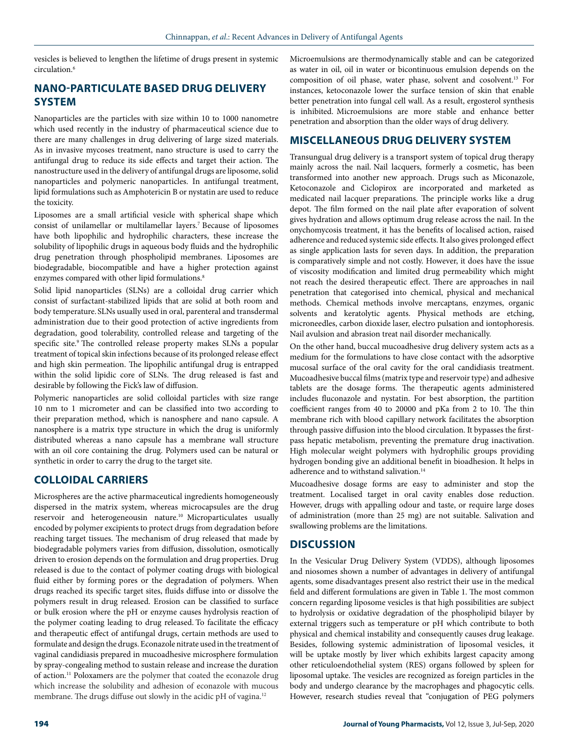vesicles is believed to lengthen the lifetime of drugs present in systemic circulation.[6]

## NANO-PARTICULATE BASED DRUG DELIVERY SYSTEM

Nanoparticles are the particles with size within 10 to 1000 nanometre which used recently in the industry of pharmaceutical science due to there are many challenges in drug delivering of large sized materials. As in invasive mycoses treatment, nano structure is used to carry the antifungal drug to reduce its side effects and target their action. The nanostructure used in the delivery of antifungal drugs are liposome, solid nanoparticles and polymeric nanoparticles. In antifungal treatment, lipid formulations such as Amphotericin B or nystatin are used to reduce the toxicity.

Liposomes are a small artificial vesicle with spherical shape which consist of unilamellar or multilamellar layers.[7] Because of liposomes have both lipophilic and hydrophilic characters, these increase the solubility of lipophilic drugs in aqueous body fluids and the hydrophilic drug penetration through phospholipid membranes. Liposomes are biodegradable, biocompatible and have a higher protection against enzymes compared with other lipid formulations.[8]

Solid lipid nanoparticles (SLNs) are a colloidal drug carrier which consist of surfactant-stabilized lipids that are solid at both room and body temperature. SLNs usually used in oral, parenteral and transdermal administration due to their good protection of active ingredients from degradation, good tolerability, controlled release and targeting of the specific site.[9] The controlled release property makes SLNs a popular treatment of topical skin infections because of its prolonged release effect and high skin permeation. The lipophilic antifungal drug is entrapped within the solid lipidic core of SLNs. The drug released is fast and desirable by following the Fick's law of diffusion.

Polymeric nanoparticles are solid colloidal particles with size range 10 nm to 1 micrometer and can be classified into two according to their preparation method, which is nanosphere and nano capsule. A nanosphere is a matrix type structure in which the drug is uniformly distributed whereas a nano capsule has a membrane wall structure with an oil core containing the drug. Polymers used can be natural or synthetic in order to carry the drug to the target site.

## COLLOIDAL CARRIERS

Microspheres are the active pharmaceutical ingredients homogeneously dispersed in the matrix system, whereas microcapsules are the drug reservoir and heterogeneousin nature.[10] Microparticulates usually encoded by polymer excipients to protect drugs from degradation before reaching target tissues. The mechanism of drug released that made by biodegradable polymers varies from diffusion, dissolution, osmotically driven to erosion depends on the formulation and drug properties. Drug released is due to the contact of polymer coating drugs with biological fluid either by forming pores or the degradation of polymers. When drugs reached its specific target sites, fluids diffuse into or dissolve the polymers result in drug released. Erosion can be classified to surface or bulk erosion where the pH or enzyme causes hydrolysis reaction of the polymer coating leading to drug released. To facilitate the efficacy and therapeutic effect of antifungal drugs, certain methods are used to formulate and design the drugs. Econazole nitrate used in the treatment of vaginal candidiasis prepared in mucoadhesive microsphere formulation by spray-congealing method to sustain release and increase the duration of action.[11] Poloxamers are the polymer that coated the econazole drug which increase the solubility and adhesion of econazole with mucous membrane. The drugs diffuse out slowly in the acidic pH of vagina.[12]

Microemulsions are thermodynamically stable and can be categorized as water in oil, oil in water or bicontinuous emulsion depends on the composition of oil phase, water phase, solvent and cosolvent.[13] For instances, ketoconazole lower the surface tension of skin that enable better penetration into fungal cell wall. As a result, ergosterol synthesis is inhibited. Microemulsions are more stable and enhance better penetration and absorption than the older ways of drug delivery.

## MISCELLANEOUS DRUG DELIVERY SYSTEM

Transungual drug delivery is a transport system of topical drug therapy mainly across the nail. Nail lacquers, formerly a cosmetic, has been transformed into another new approach. Drugs such as Miconazole, Ketoconazole and Ciclopirox are incorporated and marketed as medicated nail lacquer preparations. The principle works like a drug depot. The film formed on the nail plate after evaporation of solvent gives hydration and allows optimum drug release across the nail. In the onychomycosis treatment, it has the benefits of localised action, raised adherence and reduced systemic side effects. It also gives prolonged effect as single application lasts for seven days. In addition, the preparation is comparatively simple and not costly. However, it does have the issue of viscosity modification and limited drug permeability which might not reach the desired therapeutic effect. There are approaches in nail penetration that categorised into chemical, physical and mechanical methods. Chemical methods involve mercaptans, enzymes, organic solvents and keratolytic agents. Physical methods are etching, microneedles, carbon dioxide laser, electro pulsation and iontophoresis. Nail avulsion and abrasion treat nail disorder mechanically.

On the other hand, buccal mucoadhesive drug delivery system acts as a medium for the formulations to have close contact with the adsorptive mucosal surface of the oral cavity for the oral candidiasis treatment. Mucoadhesive buccal films (matrix type and reservoir type) and adhesive tablets are the dosage forms. The therapeutic agents administered includes fluconazole and nystatin. For best absorption, the partition coefficient ranges from 40 to 20000 and pKa from 2 to 10. The thin membrane rich with blood capillary network facilitates the absorption through passive diffusion into the blood circulation. It bypasses the first-pass hepatic metabolism, preventing the premature drug inactivation. High molecular weight polymers with hydrophilic groups providing hydrogen bonding give an additional benefit in bioadhesion. It helps in adherence and to withstand salivation.[14]

Mucoadhesive dosage forms are easy to administer and stop the treatment. Localised target in oral cavity enables dose reduction. However, drugs with appalling odour and taste, or require large doses of administration (more than 25 mg) are not suitable. Salivation and swallowing problems are the limitations.

## DISCUSSION

In the Vesicular Drug Delivery System (VDDS), although liposomes and niosomes shown a number of advantages in delivery of antifungal agents, some disadvantages present also restrict their use in the medical field and different formulations are given in Table 1. The most common concern regarding liposome vesicles is that high possibilities are subject to hydrolysis or oxidative degradation of the phospholipid bilayer by external triggers such as temperature or pH which contribute to both physical and chemical instability and consequently causes drug leakage. Besides, following systemic administration of liposomal vesicles, it will be uptake mostly by liver which exhibits largest capacity among other reticuloendothelial system (RES) organs followed by spleen for liposomal uptake. The vesicles are recognized as foreign particles in the body and undergo clearance by the macrophages and phagocytic cells. However, research studies reveal that "conjugation of PEG polymers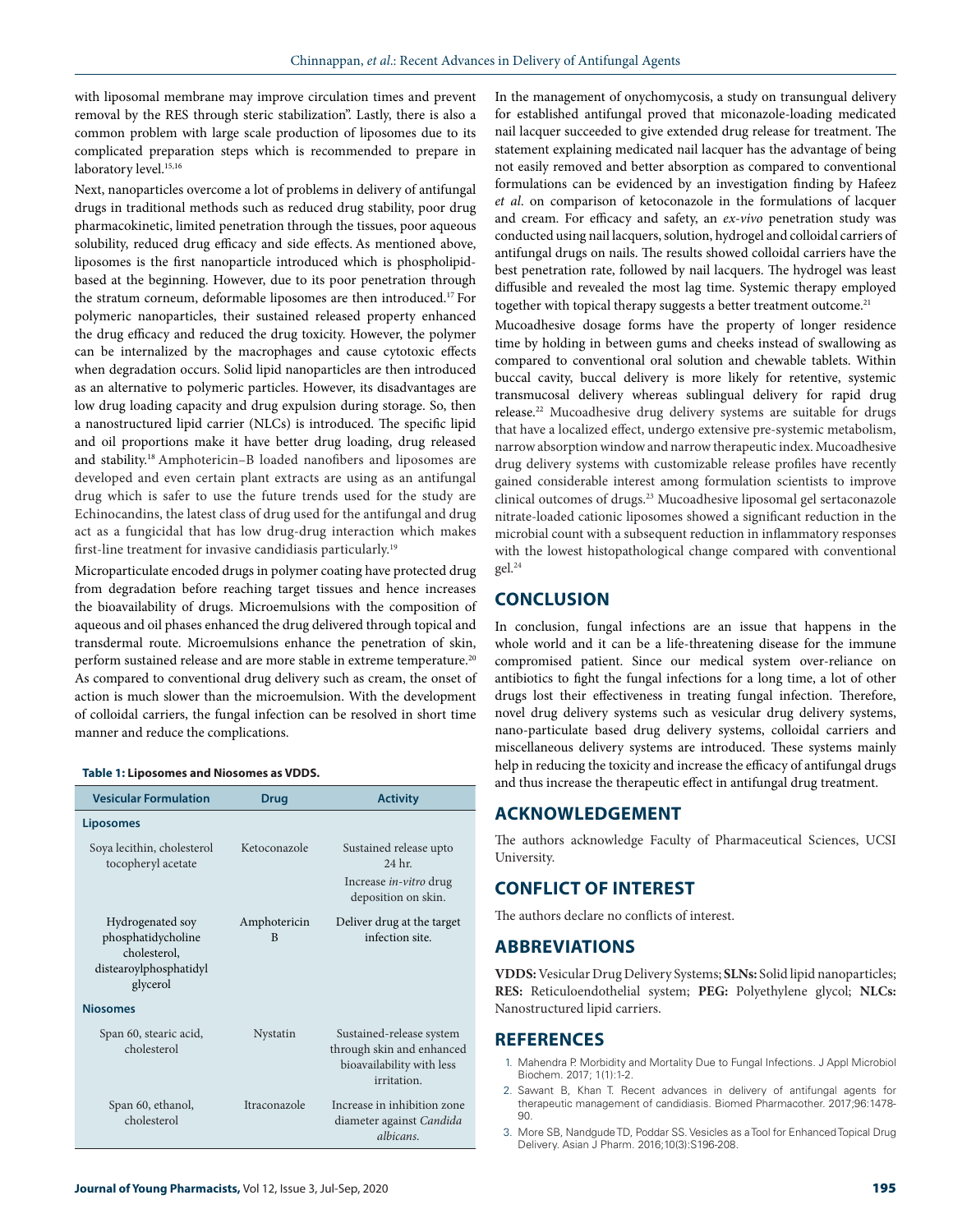with liposomal membrane may improve circulation times and prevent removal by the RES through steric stabilization". Lastly, there is also a common problem with large scale production of liposomes due to its complicated preparation steps which is recommended to prepare in laboratory level.[15,16]

Next, nanoparticles overcome a lot of problems in delivery of antifungal drugs in traditional methods such as reduced drug stability, poor drug pharmacokinetic, limited penetration through the tissues, poor aqueous solubility, reduced drug efficacy and side effects. As mentioned above, liposomes is the first nanoparticle introduced which is phospholipid-based at the beginning. However, due to its poor penetration through the stratum corneum, deformable liposomes are then introduced.[17] For polymeric nanoparticles, their sustained released property enhanced the drug efficacy and reduced the drug toxicity. However, the polymer can be internalized by the macrophages and cause cytotoxic effects when degradation occurs. Solid lipid nanoparticles are then introduced as an alternative to polymeric particles. However, its disadvantages are low drug loading capacity and drug expulsion during storage. So, then a nanostructured lipid carrier (NLCs) is introduced. The specific lipid and oil proportions make it have better drug loading, drug released and stability.[18] Amphotericin–B loaded nanofibers and liposomes are developed and even certain plant extracts are using as an antifungal drug which is safer to use the future trends used for the study are Echinocandins, the latest class of drug used for the antifungal and drug act as a fungicidal that has low drug-drug interaction which makes first-line treatment for invasive candidiasis particularly.[19]

Microparticulate encoded drugs in polymer coating have protected drug from degradation before reaching target tissues and hence increases the bioavailability of drugs. Microemulsions with the composition of aqueous and oil phases enhanced the drug delivered through topical and transdermal route. Microemulsions enhance the penetration of skin, perform sustained release and are more stable in extreme temperature.[20] As compared to conventional drug delivery such as cream, the onset of action is much slower than the microemulsion. With the development of colloidal carriers, the fungal infection can be resolved in short time manner and reduce the complications.

**Table 1: Liposomes and Niosomes as VDDS.**

| Vesicular Formulation | Drug | Activity |
|---|---|---|
| **Liposomes** | | |
| Soya lecithin, cholesterol tocopheryl acetate | Ketoconazole | Sustained release upto 24 hr. Increase *in-vitro* drug deposition on skin. |
| Hydrogenated soy phosphatidycholine cholesterol, distearoylphosphatidyl glycerol | Amphotericin B | Deliver drug at the target infection site. |
| **Niosomes** | | |
| Span 60, stearic acid, cholesterol | Nystatin | Sustained-release system through skin and enhanced bioavailability with less irritation. |
| Span 60, ethanol, cholesterol | Itraconazole | Increase in inhibition zone diameter against *Candida albicans*. |

In the management of onychomycosis, a study on transungual delivery for established antifungal proved that miconazole-loading medicated nail lacquer succeeded to give extended drug release for treatment. The statement explaining medicated nail lacquer has the advantage of being not easily removed and better absorption as compared to conventional formulations can be evidenced by an investigation finding by Hafeez *et al*. on comparison of ketoconazole in the formulations of lacquer and cream. For efficacy and safety, an *ex-vivo* penetration study was conducted using nail lacquers, solution, hydrogel and colloidal carriers of antifungal drugs on nails. The results showed colloidal carriers have the best penetration rate, followed by nail lacquers. The hydrogel was least diffusible and revealed the most lag time. Systemic therapy employed together with topical therapy suggests a better treatment outcome.[21]

Mucoadhesive dosage forms have the property of longer residence time by holding in between gums and cheeks instead of swallowing as compared to conventional oral solution and chewable tablets. Within buccal cavity, buccal delivery is more likely for retentive, systemic transmucosal delivery whereas sublingual delivery for rapid drug release.[22] Mucoadhesive drug delivery systems are suitable for drugs that have a localized effect, undergo extensive pre-systemic metabolism, narrow absorption window and narrow therapeutic index. Mucoadhesive drug delivery systems with customizable release profiles have recently gained considerable interest among formulation scientists to improve clinical outcomes of drugs.[23] Mucoadhesive liposomal gel sertaconazole nitrate-loaded cationic liposomes showed a significant reduction in the microbial count with a subsequent reduction in inflammatory responses with the lowest histopathological change compared with conventional gel.[24]

## CONCLUSION

In conclusion, fungal infections are an issue that happens in the whole world and it can be a life-threatening disease for the immune compromised patient. Since our medical system over-reliance on antibiotics to fight the fungal infections for a long time, a lot of other drugs lost their effectiveness in treating fungal infection. Therefore, novel drug delivery systems such as vesicular drug delivery systems, nano-particulate based drug delivery systems, colloidal carriers and miscellaneous delivery systems are introduced. These systems mainly help in reducing the toxicity and increase the efficacy of antifungal drugs and thus increase the therapeutic effect in antifungal drug treatment.

## ACKNOWLEDGEMENT

The authors acknowledge Faculty of Pharmaceutical Sciences, UCSI University.

## CONFLICT OF INTEREST

The authors declare no conflicts of interest.

## ABBREVIATIONS

**VDDS:** Vesicular Drug Delivery Systems; **SLNs:** Solid lipid nanoparticles; **RES:** Reticuloendothelial system; **PEG:** Polyethylene glycol; **NLCs:** Nanostructured lipid carriers.

## REFERENCES

1. Mahendra P. Morbidity and Mortality Due to Fungal Infections. J Appl Microbiol Biochem. 2017; 1(1):1-2.
2. Sawant B, Khan T. Recent advances in delivery of antifungal agents for therapeutic management of candidiasis. Biomed Pharmacother. 2017;96:1478-90.
3. More SB, Nandgude TD, Poddar SS. Vesicles as a Tool for Enhanced Topical Drug Delivery. Asian J Pharm. 2016;10(3):S196-208.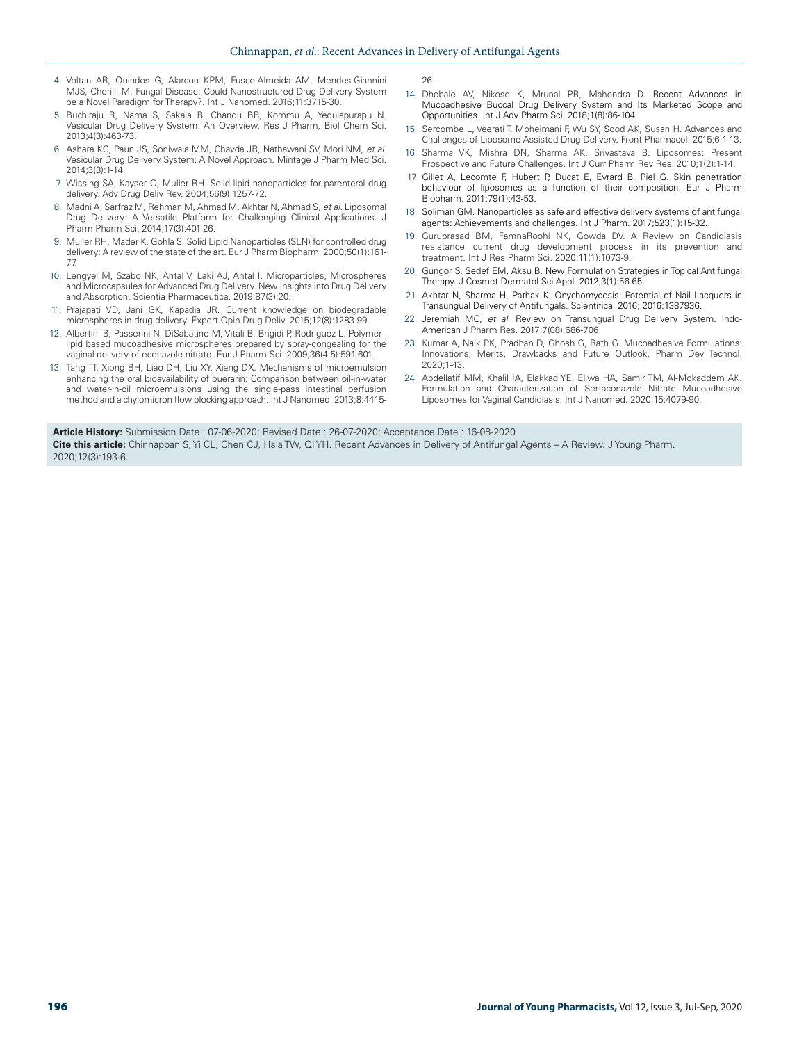4. Voltan AR, Quindos G, Alarcon KPM, Fusco-Almeida AM, Mendes-Giannini MJS, Chorilli M. Fungal Disease: Could Nanostructured Drug Delivery System be a Novel Paradigm for Therapy?. Int J Nanomed. 2016;11:3715-30.
5. Buchiraju R, Nama S, Sakala B, Chandu BR, Kommu A, Yedulapurapu N. Vesicular Drug Delivery System: An Overview. Res J Pharm, Biol Chem Sci. 2013;4(3):463-73.
6. Ashara KC, Paun JS, Soniwala MM, Chavda JR, Nathawani SV, Mori NM, *et al.* Vesicular Drug Delivery System: A Novel Approach. Mintage J Pharm Med Sci. 2014;3(3):1-14.
7. Wissing SA, Kayser O, Muller RH. Solid lipid nanoparticles for parenteral drug delivery. Adv Drug Deliv Rev. 2004;56(9):1257-72.
8. Madni A, Sarfraz M, Rehman M, Ahmad M, Akhtar N, Ahmad S, *et al.* Liposomal Drug Delivery: A Versatile Platform for Challenging Clinical Applications. J Pharm Pharm Sci. 2014;17(3):401-26.
9. Muller RH, Mader K, Gohla S. Solid Lipid Nanoparticles (SLN) for controlled drug delivery: A review of the state of the art. Eur J Pharm Biopharm. 2000;50(1):161-77.
10. Lengyel M, Szabo NK, Antal V, Laki AJ, Antal I. Microparticles, Microspheres and Microcapsules for Advanced Drug Delivery. New Insights into Drug Delivery and Absorption. Scientia Pharmaceutica. 2019;87(3):20.
11. Prajapati VD, Jani GK, Kapadia JR. Current knowledge on biodegradable microspheres in drug delivery. Expert Opin Drug Deliv. 2015;12(8):1283-99.
12. Albertini B, Passerini N, DiSabatino M, Vitali B, Brigidi P, Rodriguez L. Polymer–lipid based mucoadhesive microspheres prepared by spray-congealing for the vaginal delivery of econazole nitrate. Eur J Pharm Sci. 2009;36(4-5):591-601.
13. Tang TT, Xiong BH, Liao DH, Liu XY, Xiang DX. Mechanisms of microemulsion enhancing the oral bioavailability of puerarin: Comparison between oil-in-water and water-in-oil microemulsions using the single-pass intestinal perfusion method and a chylomicron flow blocking approach. Int J Nanomed. 2013;8:4415-26.
14. Dhobale AV, Nikose K, Mrunal PR, Mahendra D. Recent Advances in Mucoadhesive Buccal Drug Delivery System and Its Marketed Scope and Opportunities. Int J Adv Pharm Sci. 2018;1(8):86-104.
15. Sercombe L, Veerati T, Moheimani F, Wu SY, Sood AK, Susan H. Advances and Challenges of Liposome Assisted Drug Delivery. Front Pharmacol. 2015;6:1-13.
16. Sharma VK, Mishra DN, Sharma AK, Srivastava B. Liposomes: Present Prospective and Future Challenges. Int J Curr Pharm Rev Res. 2010;1(2):1-14.
17. Gillet A, Lecomte F, Hubert P, Ducat E, Evrard B, Piel G. Skin penetration behaviour of liposomes as a function of their composition. Eur J Pharm Biopharm. 2011;79(1):43-53.
18. Soliman GM. Nanoparticles as safe and effective delivery systems of antifungal agents: Achievements and challenges. Int J Pharm. 2017;523(1):15-32.
19. Guruprasad BM, FamnaRoohi NK, Gowda DV. A Review on Candidiasis resistance current drug development process in its prevention and treatment. Int J Res Pharm Sci. 2020;11(1):1073-9.
20. Gungor S, Sedef EM, Aksu B. New Formulation Strategies in Topical Antifungal Therapy. J Cosmet Dermatol Sci Appl. 2012;3(1):56-65.
21. Akhtar N, Sharma H, Pathak K. Onychomycosis: Potential of Nail Lacquers in Transungual Delivery of Antifungals. Scientifica. 2016; 2016:1387936.
22. Jeremiah MC, *et al.* Review on Transungual Drug Delivery System. Indo-American J Pharm Res. 2017;7(08):686-706.
23. Kumar A, Naik PK, Pradhan D, Ghosh G, Rath G. Mucoadhesive Formulations: Innovations, Merits, Drawbacks and Future Outlook. Pharm Dev Technol. 2020;1-43.
24. Abdellatif MM, Khalil IA, Elakkad YE, Eliwa HA, Samir TM, Al-Mokaddem AK. Formulation and Characterization of Sertaconazole Nitrate Mucoadhesive Liposomes for Vaginal Candidiasis. Int J Nanomed. 2020;15:4079-90.

**Article History:** Submission Date : 07-06-2020; Revised Date : 26-07-2020; Acceptance Date : 16-08-2020

**Cite this article:** Chinnappan S, Yi CL, Chen CJ, Hsia TW, Qi YH. Recent Advances in Delivery of Antifungal Agents – A Review. J Young Pharm. 2020;12(3):193-6.